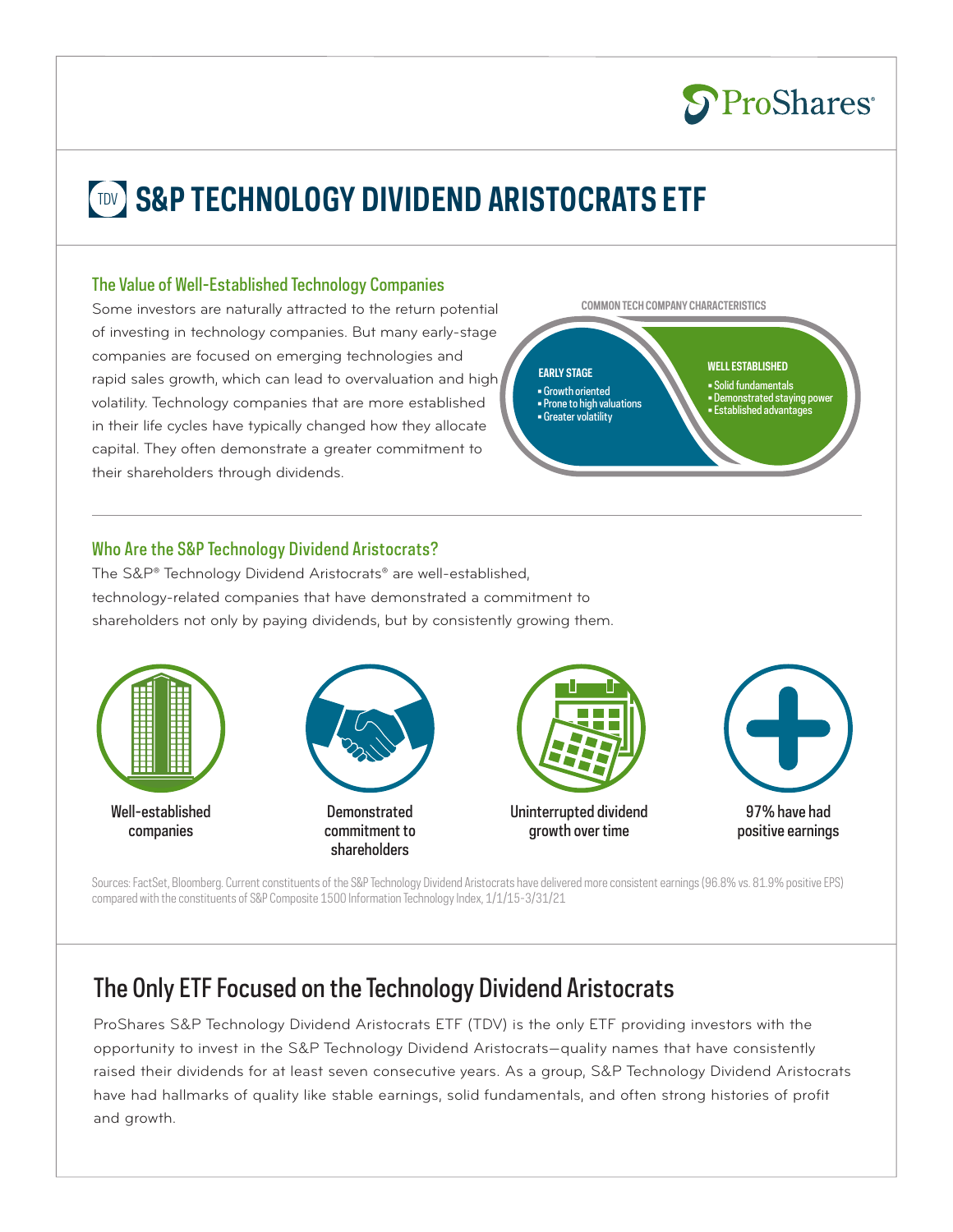ProShares

# TDV S&P TECHNOLOGY DIVIDEND ARISTOCRATS ETF

## The Value of Well-Established Technology Companies

Some investors are naturally attracted to the return potential of investing in technology companies. But many early-stage companies are focused on emerging technologies and rapid sales growth, which can lead to overvaluation and high volatility. Technology companies that are more established in their life cycles have typically changed how they allocate capital. They often demonstrate a greater commitment to their shareholders through dividends.

**COMMON TECH COMPANY CHARACTERISTICS**

**EARLY STAGE**
- Growth oriented
- Prone to high valuations
- Greater volatility

**WELL ESTABLISHED**
- Solid fundamentals
- Demonstrated staying power
- Established advantages

## Who Are the S&P Technology Dividend Aristocrats?

The S&P® Technology Dividend Aristocrats® are well-established, technology-related companies that have demonstrated a commitment to shareholders not only by paying dividends, but by consistently growing them.

- Well-established companies
- Demonstrated commitment to shareholders
- Uninterrupted dividend growth over time
- 97% have had positive earnings

Sources: FactSet, Bloomberg. Current constituents of the S&P Technology Dividend Aristocrats have delivered more consistent earnings (96.8% vs. 81.9% positive EPS) compared with the constituents of S&P Composite 1500 Information Technology Index, 1/1/15–3/31/21

## The Only ETF Focused on the Technology Dividend Aristocrats

ProShares S&P Technology Dividend Aristocrats ETF (TDV) is the only ETF providing investors with the opportunity to invest in the S&P Technology Dividend Aristocrats—quality names that have consistently raised their dividends for at least seven consecutive years. As a group, S&P Technology Dividend Aristocrats have had hallmarks of quality like stable earnings, solid fundamentals, and often strong histories of profit and growth.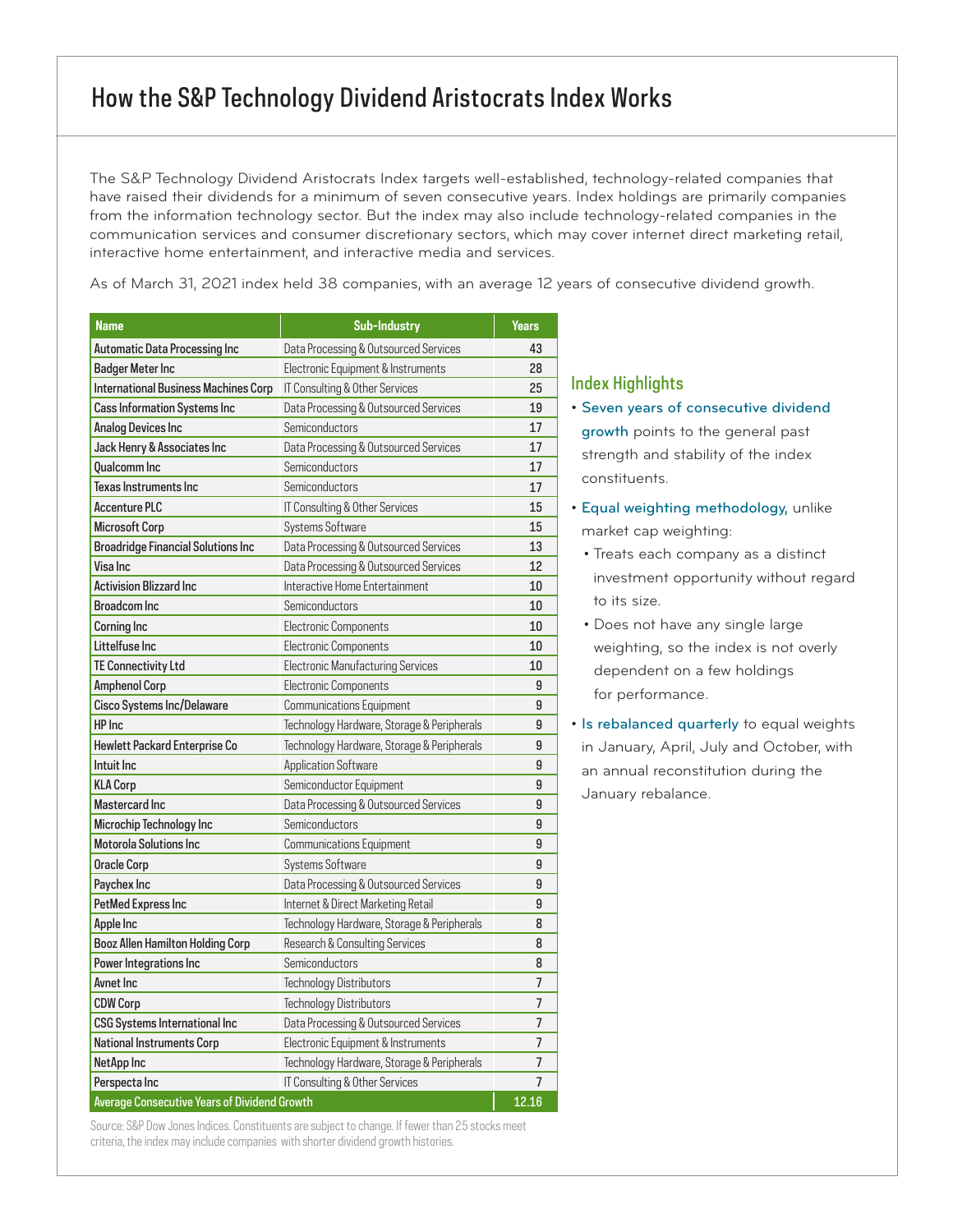# How the S&P Technology Dividend Aristocrats Index Works

The S&P Technology Dividend Aristocrats Index targets well-established, technology-related companies that have raised their dividends for a minimum of seven consecutive years. Index holdings are primarily companies from the information technology sector. But the index may also include technology-related companies in the communication services and consumer discretionary sectors, which may cover internet direct marketing retail, interactive home entertainment, and interactive media and services.

As of March 31, 2021 index held 38 companies, with an average 12 years of consecutive dividend growth.

| Name | Sub-Industry | Years |
|---|---|---|
| Automatic Data Processing Inc | Data Processing & Outsourced Services | 43 |
| Badger Meter Inc | Electronic Equipment & Instruments | 28 |
| International Business Machines Corp | IT Consulting & Other Services | 25 |
| Cass Information Systems Inc | Data Processing & Outsourced Services | 19 |
| Analog Devices Inc | Semiconductors | 17 |
| Jack Henry & Associates Inc | Data Processing & Outsourced Services | 17 |
| Qualcomm Inc | Semiconductors | 17 |
| Texas Instruments Inc | Semiconductors | 17 |
| Accenture PLC | IT Consulting & Other Services | 15 |
| Microsoft Corp | Systems Software | 15 |
| Broadridge Financial Solutions Inc | Data Processing & Outsourced Services | 13 |
| Visa Inc | Data Processing & Outsourced Services | 12 |
| Activision Blizzard Inc | Interactive Home Entertainment | 10 |
| Broadcom Inc | Semiconductors | 10 |
| Corning Inc | Electronic Components | 10 |
| Littelfuse Inc | Electronic Components | 10 |
| TE Connectivity Ltd | Electronic Manufacturing Services | 10 |
| Amphenol Corp | Electronic Components | 9 |
| Cisco Systems Inc/Delaware | Communications Equipment | 9 |
| HP Inc | Technology Hardware, Storage & Peripherals | 9 |
| Hewlett Packard Enterprise Co | Technology Hardware, Storage & Peripherals | 9 |
| Intuit Inc | Application Software | 9 |
| KLA Corp | Semiconductor Equipment | 9 |
| Mastercard Inc | Data Processing & Outsourced Services | 9 |
| Microchip Technology Inc | Semiconductors | 9 |
| Motorola Solutions Inc | Communications Equipment | 9 |
| Oracle Corp | Systems Software | 9 |
| Paychex Inc | Data Processing & Outsourced Services | 9 |
| PetMed Express Inc | Internet & Direct Marketing Retail | 9 |
| Apple Inc | Technology Hardware, Storage & Peripherals | 8 |
| Booz Allen Hamilton Holding Corp | Research & Consulting Services | 8 |
| Power Integrations Inc | Semiconductors | 8 |
| Avnet Inc | Technology Distributors | 7 |
| CDW Corp | Technology Distributors | 7 |
| CSG Systems International Inc | Data Processing & Outsourced Services | 7 |
| National Instruments Corp | Electronic Equipment & Instruments | 7 |
| NetApp Inc | Technology Hardware, Storage & Peripherals | 7 |
| Perspecta Inc | IT Consulting & Other Services | 7 |
| Average Consecutive Years of Dividend Growth | | 12.16 |

Source: S&P Dow Jones Indices. Constituents are subject to change. If fewer than 25 stocks meet criteria, the index may include companies with shorter dividend growth histories.

## Index Highlights

- **Seven years of consecutive dividend growth** points to the general past strength and stability of the index constituents.
- **Equal weighting methodology,** unlike market cap weighting:
  - Treats each company as a distinct investment opportunity without regard to its size.
  - Does not have any single large weighting, so the index is not overly dependent on a few holdings for performance.
- **Is rebalanced quarterly** to equal weights in January, April, July and October, with an annual reconstitution during the January rebalance.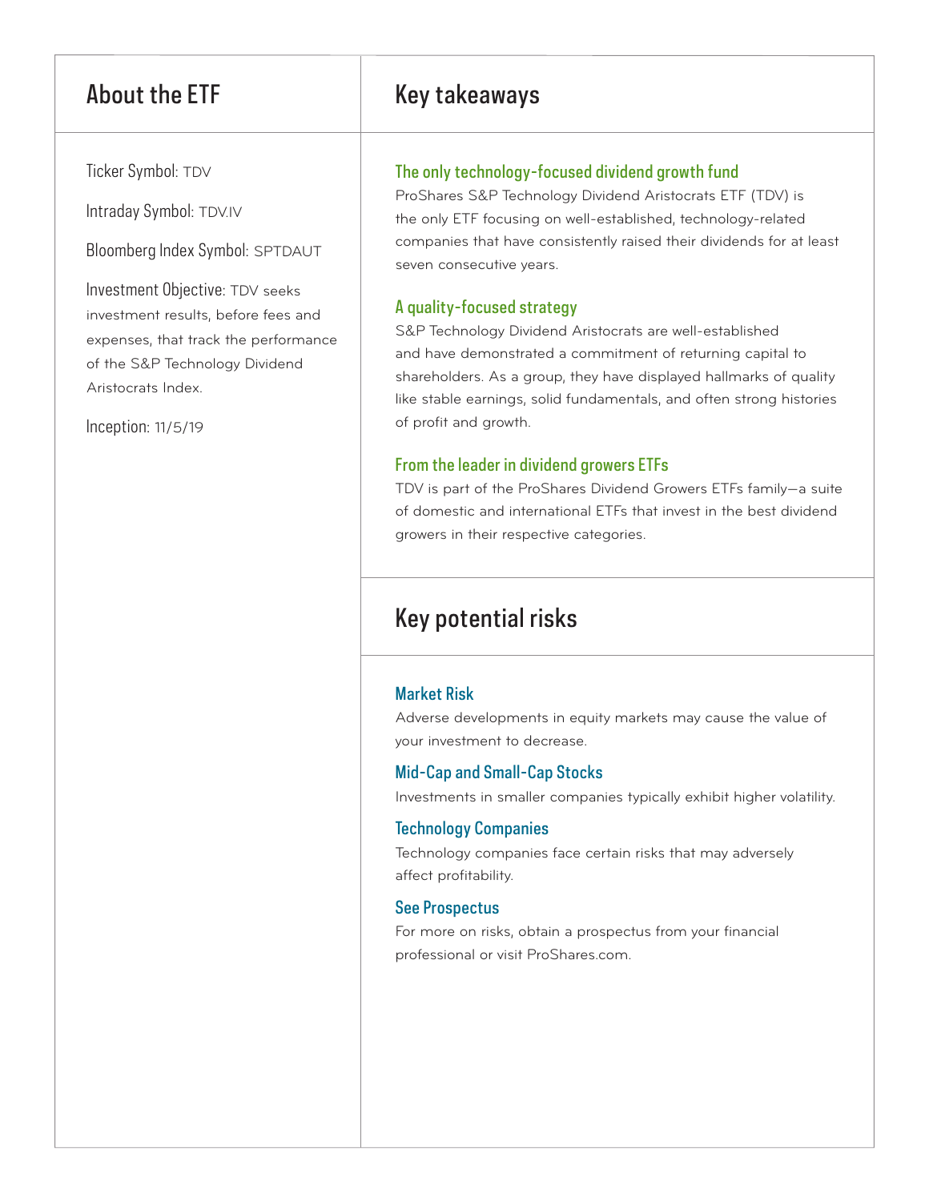## About the ETF

Ticker Symbol: TDV

Intraday Symbol: TDV.IV

Bloomberg Index Symbol: SPTDAUT

Investment Objective: TDV seeks investment results, before fees and expenses, that track the performance of the S&P Technology Dividend Aristocrats Index.

Inception: 11/5/19

## Key takeaways

### The only technology-focused dividend growth fund

ProShares S&P Technology Dividend Aristocrats ETF (TDV) is the only ETF focusing on well-established, technology-related companies that have consistently raised their dividends for at least seven consecutive years.

### A quality-focused strategy

S&P Technology Dividend Aristocrats are well-established and have demonstrated a commitment of returning capital to shareholders. As a group, they have displayed hallmarks of quality like stable earnings, solid fundamentals, and often strong histories of profit and growth.

### From the leader in dividend growers ETFs

TDV is part of the ProShares Dividend Growers ETFs family—a suite of domestic and international ETFs that invest in the best dividend growers in their respective categories.

## Key potential risks

### Market Risk

Adverse developments in equity markets may cause the value of your investment to decrease.

### Mid-Cap and Small-Cap Stocks

Investments in smaller companies typically exhibit higher volatility.

### Technology Companies

Technology companies face certain risks that may adversely affect profitability.

### See Prospectus

For more on risks, obtain a prospectus from your financial professional or visit ProShares.com.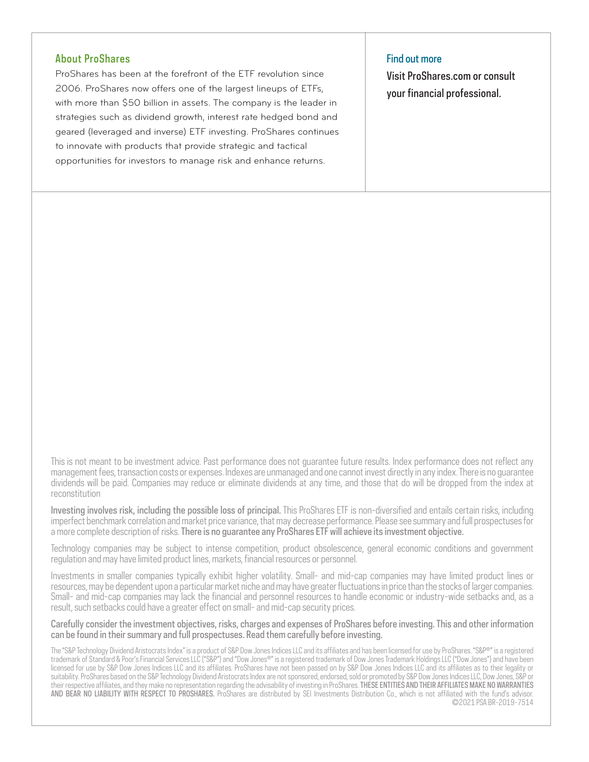## About ProShares

ProShares has been at the forefront of the ETF revolution since 2006. ProShares now offers one of the largest lineups of ETFs, with more than $50 billion in assets. The company is the leader in strategies such as dividend growth, interest rate hedged bond and geared (leveraged and inverse) ETF investing. ProShares continues to innovate with products that provide strategic and tactical opportunities for investors to manage risk and enhance returns.

## Find out more

Visit ProShares.com or consult your financial professional.

This is not meant to be investment advice. Past performance does not guarantee future results. Index performance does not reflect any management fees, transaction costs or expenses. Indexes are unmanaged and one cannot invest directly in any index. There is no guarantee dividends will be paid. Companies may reduce or eliminate dividends at any time, and those that do will be dropped from the index at reconstitution

**Investing involves risk, including the possible loss of principal.** This ProShares ETF is non-diversified and entails certain risks, including imperfect benchmark correlation and market price variance, that may decrease performance. Please see summary and full prospectuses for a more complete description of risks. **There is no guarantee any ProShares ETF will achieve its investment objective.**

Technology companies may be subject to intense competition, product obsolescence, general economic conditions and government regulation and may have limited product lines, markets, financial resources or personnel.

Investments in smaller companies typically exhibit higher volatility. Small- and mid-cap companies may have limited product lines or resources, may be dependent upon a particular market niche and may have greater fluctuations in price than the stocks of larger companies. Small- and mid-cap companies may lack the financial and personnel resources to handle economic or industry-wide setbacks and, as a result, such setbacks could have a greater effect on small- and mid-cap security prices.

**Carefully consider the investment objectives, risks, charges and expenses of ProShares before investing. This and other information can be found in their summary and full prospectuses. Read them carefully before investing.**

The "S&P Technology Dividend Aristocrats Index" is a product of S&P Dow Jones Indices LLC and its affiliates and has been licensed for use by ProShares. "S&P®" is a registered trademark of Standard & Poor's Financial Services LLC ("S&P") and "Dow Jones®" is a registered trademark of Dow Jones Trademark Holdings LLC ("Dow Jones") and have been licensed for use by S&P Dow Jones Indices LLC and its affiliates. ProShares have not been passed on by S&P Dow Jones Indices LLC and its affiliates as to their legality or suitability. ProShares based on the S&P Technology Dividend Aristocrats Index are not sponsored, endorsed, sold or promoted by S&P Dow Jones Indices LLC, Dow Jones, S&P or their respective affiliates, and they make no representation regarding the advisability of investing in ProShares. **THESE ENTITIES AND THEIR AFFILIATES MAKE NO WARRANTIES AND BEAR NO LIABILITY WITH RESPECT TO PROSHARES.** ProShares are distributed by SEI Investments Distribution Co., which is not affiliated with the fund's advisor. ©2021 PSA BR-2019-7514